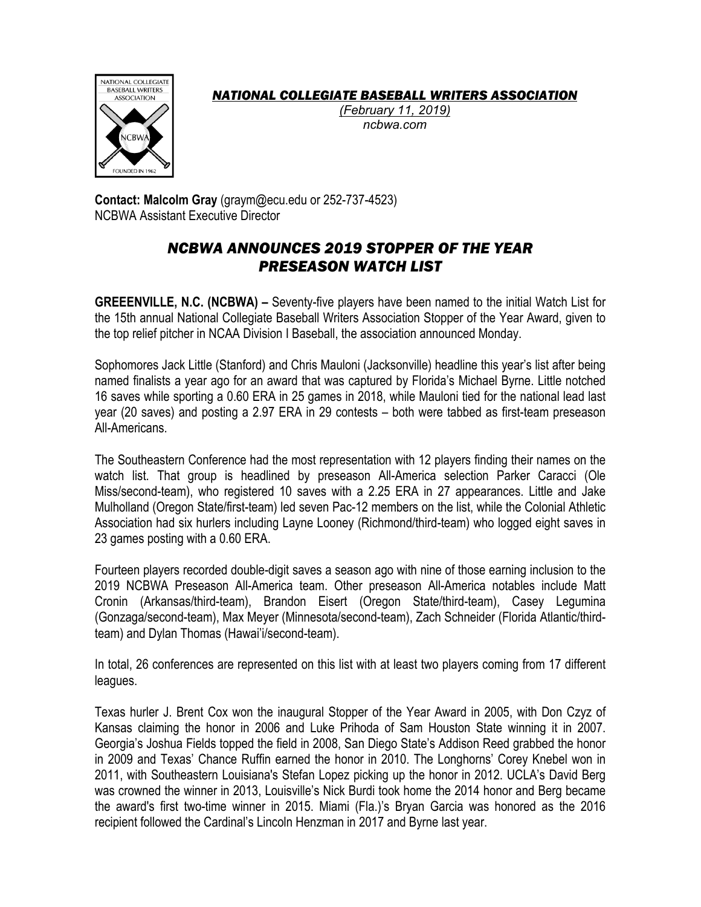***NATIONAL COLLEGIATE BASEBALL WRITERS ASSOCIATION***

*(February 11, 2019)*

*ncbwa.com*

**Contact: Malcolm Gray** (graym@ecu.edu or 252-737-4523)
NCBWA Assistant Executive Director

## *NCBWA ANNOUNCES 2019 STOPPER OF THE YEAR PRESEASON WATCH LIST*

**GREEENVILLE, N.C. (NCBWA) –** Seventy-five players have been named to the initial Watch List for the 15th annual National Collegiate Baseball Writers Association Stopper of the Year Award, given to the top relief pitcher in NCAA Division I Baseball, the association announced Monday.

Sophomores Jack Little (Stanford) and Chris Mauloni (Jacksonville) headline this year's list after being named finalists a year ago for an award that was captured by Florida's Michael Byrne. Little notched 16 saves while sporting a 0.60 ERA in 25 games in 2018, while Mauloni tied for the national lead last year (20 saves) and posting a 2.97 ERA in 29 contests – both were tabbed as first-team preseason All-Americans.

The Southeastern Conference had the most representation with 12 players finding their names on the watch list. That group is headlined by preseason All-America selection Parker Caracci (Ole Miss/second-team), who registered 10 saves with a 2.25 ERA in 27 appearances. Little and Jake Mulholland (Oregon State/first-team) led seven Pac-12 members on the list, while the Colonial Athletic Association had six hurlers including Layne Looney (Richmond/third-team) who logged eight saves in 23 games posting with a 0.60 ERA.

Fourteen players recorded double-digit saves a season ago with nine of those earning inclusion to the 2019 NCBWA Preseason All-America team. Other preseason All-America notables include Matt Cronin (Arkansas/third-team), Brandon Eisert (Oregon State/third-team), Casey Legumina (Gonzaga/second-team), Max Meyer (Minnesota/second-team), Zach Schneider (Florida Atlantic/third-team) and Dylan Thomas (Hawai'i/second-team).

In total, 26 conferences are represented on this list with at least two players coming from 17 different leagues.

Texas hurler J. Brent Cox won the inaugural Stopper of the Year Award in 2005, with Don Czyz of Kansas claiming the honor in 2006 and Luke Prihoda of Sam Houston State winning it in 2007. Georgia's Joshua Fields topped the field in 2008, San Diego State's Addison Reed grabbed the honor in 2009 and Texas' Chance Ruffin earned the honor in 2010. The Longhorns' Corey Knebel won in 2011, with Southeastern Louisiana's Stefan Lopez picking up the honor in 2012. UCLA's David Berg was crowned the winner in 2013, Louisville's Nick Burdi took home the 2014 honor and Berg became the award's first two-time winner in 2015. Miami (Fla.)'s Bryan Garcia was honored as the 2016 recipient followed the Cardinal's Lincoln Henzman in 2017 and Byrne last year.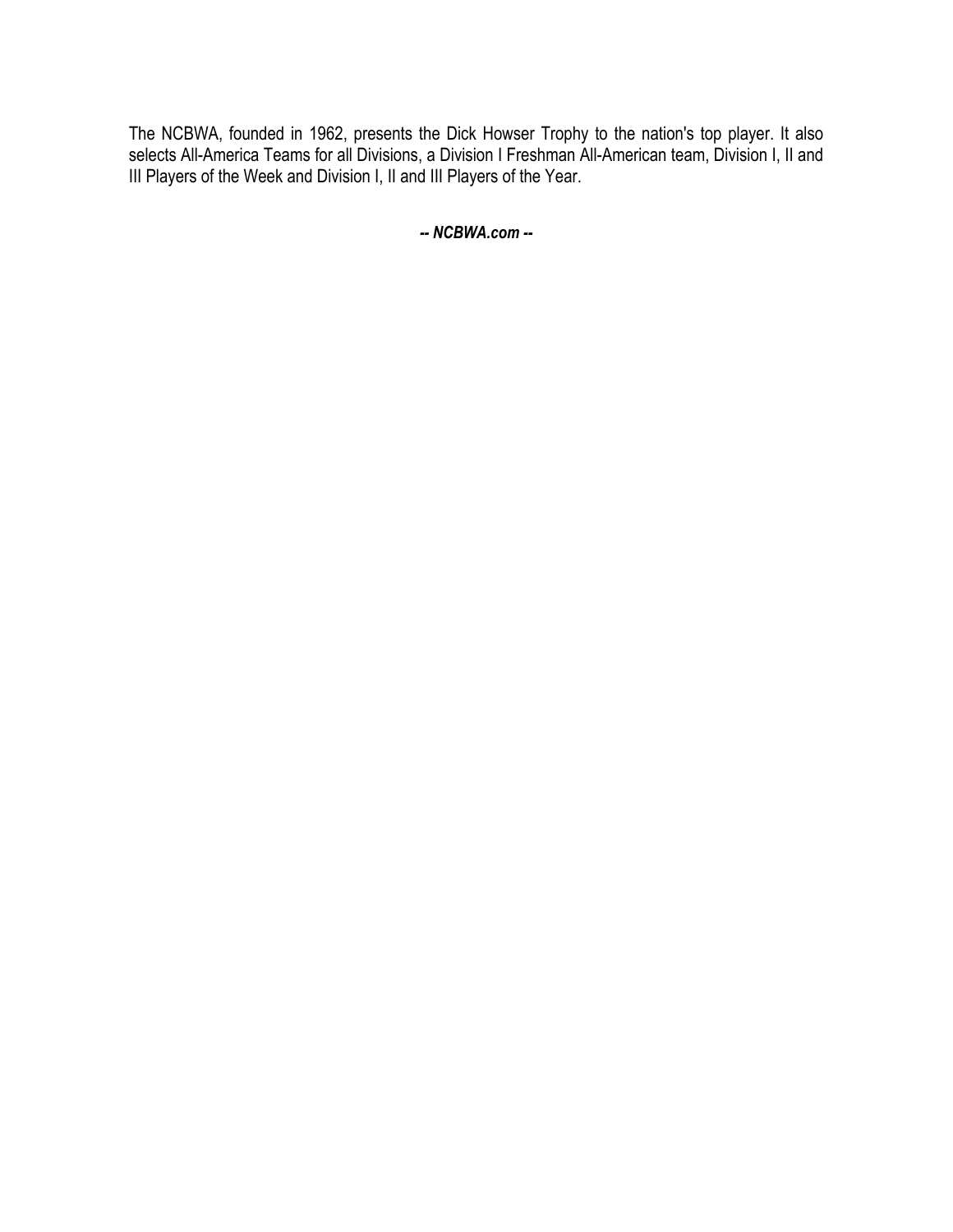The NCBWA, founded in 1962, presents the Dick Howser Trophy to the nation's top player. It also selects All-America Teams for all Divisions, a Division I Freshman All-American team, Division I, II and III Players of the Week and Division I, II and III Players of the Year.

***-- NCBWA.com --***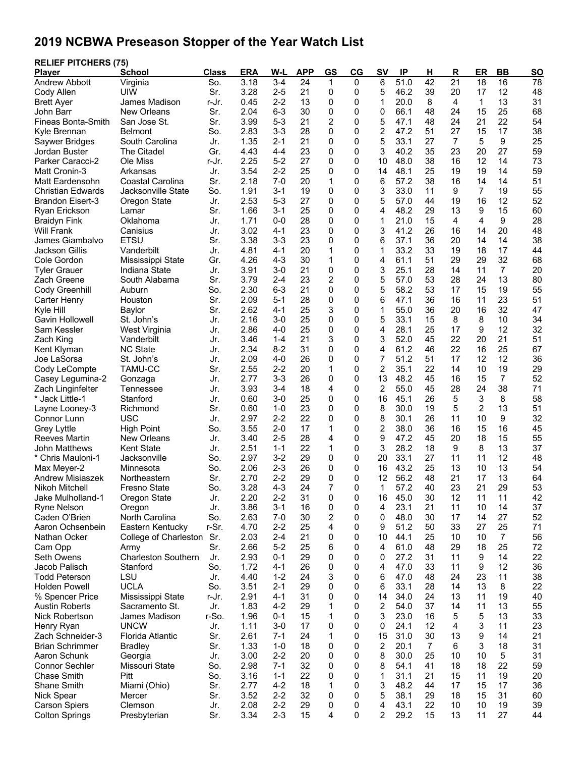# 2019 NCBWA Preseason Stopper of the Year Watch List

**RELIEF PITCHERS (75)**

| Player | School | Class | ERA | W-L | APP | GS | CG | SV | IP | H | R | ER | BB | SO |
|---|---|---|---|---|---|---|---|---|---|---|---|---|---|---|
| Andrew Abbott | Virginia | So. | 3.18 | 3-4 | 24 | 1 | 0 | 6 | 51.0 | 42 | 21 | 18 | 16 | 78 |
| Cody Allen | UIW | Sr. | 3.28 | 2-5 | 21 | 0 | 0 | 5 | 46.2 | 39 | 20 | 17 | 12 | 48 |
| Brett Ayer | James Madison | r-Jr. | 0.45 | 2-2 | 13 | 0 | 0 | 1 | 20.0 | 8 | 4 | 1 | 13 | 31 |
| John Barr | New Orleans | Sr. | 2.04 | 6-3 | 30 | 0 | 0 | 0 | 66.1 | 48 | 24 | 15 | 25 | 68 |
| Fineas Bonta-Smith | San Jose St. | Sr. | 3.99 | 5-3 | 21 | 2 | 0 | 5 | 47.1 | 48 | 24 | 21 | 22 | 54 |
| Kyle Brennan | Belmont | So. | 2.83 | 3-3 | 28 | 0 | 0 | 2 | 47.2 | 51 | 27 | 15 | 17 | 38 |
| Saywer Bridges | South Carolina | Jr. | 1.35 | 2-1 | 21 | 0 | 0 | 5 | 33.1 | 27 | 7 | 5 | 9 | 25 |
| Jordan Buster | The Citadel | Gr. | 4.43 | 4-4 | 23 | 0 | 0 | 3 | 40.2 | 35 | 23 | 20 | 27 | 59 |
| Parker Caracci-2 | Ole Miss | r-Jr. | 2.25 | 5-2 | 27 | 0 | 0 | 10 | 48.0 | 38 | 16 | 12 | 14 | 73 |
| Matt Cronin-3 | Arkansas | Jr. | 3.54 | 2-2 | 25 | 0 | 0 | 14 | 48.1 | 25 | 19 | 19 | 14 | 59 |
| Matt Eardensohn | Coastal Carolina | Sr. | 2.18 | 7-0 | 20 | 1 | 0 | 6 | 57.2 | 38 | 16 | 14 | 14 | 51 |
| Christian Edwards | Jacksonville State | So. | 1.91 | 3-1 | 19 | 0 | 0 | 3 | 33.0 | 11 | 9 | 7 | 19 | 55 |
| Brandon Eisert-3 | Oregon State | Jr. | 2.53 | 5-3 | 27 | 0 | 0 | 5 | 57.0 | 44 | 19 | 16 | 12 | 52 |
| Ryan Erickson | Lamar | Sr. | 1.66 | 3-1 | 25 | 0 | 0 | 4 | 48.2 | 29 | 13 | 9 | 15 | 60 |
| Braidyn Fink | Oklahoma | Jr. | 1.71 | 0-0 | 28 | 0 | 0 | 1 | 21.0 | 15 | 4 | 4 | 9 | 28 |
| Will Frank | Canisius | Jr. | 3.02 | 4-1 | 23 | 0 | 0 | 3 | 41.2 | 26 | 16 | 14 | 20 | 48 |
| James Giambalvo | ETSU | Sr. | 3.38 | 3-3 | 23 | 0 | 0 | 6 | 37.1 | 36 | 20 | 14 | 14 | 38 |
| Jackson Gillis | Vanderbilt | Jr. | 4.81 | 4-1 | 20 | 1 | 0 | 1 | 33.2 | 33 | 19 | 18 | 17 | 44 |
| Cole Gordon | Mississippi State | Gr. | 4.26 | 4-3 | 30 | 1 | 0 | 4 | 61.1 | 51 | 29 | 29 | 32 | 68 |
| Tyler Grauer | Indiana State | Jr. | 3.91 | 3-0 | 21 | 0 | 0 | 3 | 25.1 | 28 | 14 | 11 | 7 | 20 |
| Zach Greene | South Alabama | Sr. | 3.79 | 2-4 | 23 | 2 | 0 | 5 | 57.0 | 53 | 28 | 24 | 13 | 80 |
| Cody Greenhill | Auburn | So. | 2.30 | 6-3 | 21 | 0 | 0 | 5 | 58.2 | 53 | 17 | 15 | 19 | 55 |
| Carter Henry | Houston | Sr. | 2.09 | 5-1 | 28 | 0 | 0 | 6 | 47.1 | 36 | 16 | 11 | 23 | 51 |
| Kyle Hill | Baylor | Sr. | 2.62 | 4-1 | 25 | 3 | 0 | 1 | 55.0 | 36 | 20 | 16 | 32 | 47 |
| Gavin Hollowell | St. John's | Jr. | 2.16 | 3-0 | 25 | 0 | 0 | 5 | 33.1 | 15 | 8 | 8 | 10 | 34 |
| Sam Kessler | West Virginia | Jr. | 2.86 | 4-0 | 25 | 0 | 0 | 4 | 28.1 | 25 | 17 | 9 | 12 | 32 |
| Zach King | Vanderbilt | Jr. | 3.46 | 1-4 | 21 | 3 | 0 | 3 | 52.0 | 45 | 22 | 20 | 21 | 51 |
| Kent Klyman | NC State | Jr. | 2.34 | 8-2 | 31 | 0 | 0 | 4 | 61.2 | 46 | 22 | 16 | 25 | 67 |
| Joe LaSorsa | St. John's | Jr. | 2.09 | 4-0 | 26 | 0 | 0 | 7 | 51.2 | 51 | 17 | 12 | 12 | 36 |
| Cody LeCompte | TAMU-CC | Sr. | 2.55 | 2-2 | 20 | 1 | 0 | 2 | 35.1 | 22 | 14 | 10 | 19 | 29 |
| Casey Legumina-2 | Gonzaga | Jr. | 2.77 | 3-3 | 26 | 0 | 0 | 13 | 48.2 | 45 | 16 | 15 | 7 | 52 |
| Zach Linginfelter | Tennessee | Jr. | 3.93 | 3-4 | 18 | 4 | 0 | 2 | 55.0 | 45 | 28 | 24 | 38 | 71 |
| * Jack Little-1 | Stanford | Jr. | 0.60 | 3-0 | 25 | 0 | 0 | 16 | 45.1 | 26 | 5 | 3 | 8 | 58 |
| Layne Looney-3 | Richmond | Sr. | 0.60 | 1-0 | 23 | 0 | 0 | 8 | 30.0 | 19 | 5 | 2 | 13 | 51 |
| Connor Lunn | USC | Jr. | 2.97 | 2-2 | 22 | 0 | 0 | 8 | 30.1 | 26 | 11 | 10 | 9 | 32 |
| Grey Lyttle | High Point | So. | 3.55 | 2-0 | 17 | 1 | 0 | 2 | 38.0 | 36 | 16 | 15 | 16 | 45 |
| Reeves Martin | New Orleans | Jr. | 3.40 | 2-5 | 28 | 4 | 0 | 9 | 47.2 | 45 | 20 | 18 | 15 | 55 |
| John Matthews | Kent State | Jr. | 2.51 | 1-1 | 22 | 1 | 0 | 3 | 28.2 | 18 | 9 | 8 | 13 | 37 |
| * Chris Mauloni-1 | Jacksonville | So. | 2.97 | 3-2 | 29 | 0 | 0 | 20 | 33.1 | 27 | 11 | 11 | 12 | 48 |
| Max Meyer-2 | Minnesota | So. | 2.06 | 2-3 | 26 | 0 | 0 | 16 | 43.2 | 25 | 13 | 10 | 13 | 54 |
| Andrew Misiaszek | Northeastern | Sr. | 2.70 | 2-2 | 29 | 0 | 0 | 12 | 56.2 | 48 | 21 | 17 | 13 | 64 |
| Nikoh Mitchell | Fresno State | So. | 3.28 | 4-3 | 24 | 7 | 0 | 1 | 57.2 | 40 | 23 | 21 | 29 | 53 |
| Jake Mulholland-1 | Oregon State | Jr. | 2.20 | 2-2 | 31 | 0 | 0 | 16 | 45.0 | 30 | 12 | 11 | 11 | 42 |
| Ryne Nelson | Oregon | Jr. | 3.86 | 3-1 | 16 | 0 | 0 | 4 | 23.1 | 21 | 11 | 10 | 14 | 37 |
| Caden O'Brien | North Carolina | So. | 2.63 | 7-0 | 30 | 2 | 0 | 0 | 48.0 | 30 | 17 | 14 | 27 | 52 |
| Aaron Ochsenbein | Eastern Kentucky | r-Sr. | 4.70 | 2-2 | 25 | 4 | 0 | 9 | 51.2 | 50 | 33 | 27 | 25 | 71 |
| Nathan Ocker | College of Charleston | Sr. | 2.03 | 2-4 | 21 | 0 | 0 | 10 | 44.1 | 25 | 10 | 10 | 7 | 56 |
| Cam Opp | Army | Sr. | 2.66 | 5-2 | 25 | 6 | 0 | 4 | 61.0 | 48 | 29 | 18 | 25 | 72 |
| Seth Owens | Charleston Southern | Jr. | 2.93 | 0-1 | 29 | 0 | 0 | 0 | 27.2 | 31 | 11 | 9 | 14 | 22 |
| Jacob Palisch | Stanford | So. | 1.72 | 4-1 | 26 | 0 | 0 | 4 | 47.0 | 33 | 11 | 9 | 12 | 36 |
| Todd Peterson | LSU | Jr. | 4.40 | 1-2 | 24 | 3 | 0 | 6 | 47.0 | 48 | 24 | 23 | 11 | 38 |
| Holden Powell | UCLA | So. | 3.51 | 2-1 | 29 | 0 | 0 | 6 | 33.1 | 28 | 14 | 13 | 8 | 22 |
| % Spencer Price | Mississippi State | r-Jr. | 2.91 | 4-1 | 31 | 0 | 0 | 14 | 34.0 | 24 | 13 | 11 | 19 | 40 |
| Austin Roberts | Sacramento St. | Jr. | 1.83 | 4-2 | 29 | 1 | 0 | 2 | 54.0 | 37 | 14 | 11 | 13 | 55 |
| Nick Robertson | James Madison | r-So. | 1.96 | 0-1 | 15 | 1 | 0 | 3 | 23.0 | 16 | 5 | 5 | 13 | 33 |
| Henry Ryan | UNCW | Jr. | 1.11 | 3-0 | 17 | 0 | 0 | 0 | 24.1 | 12 | 4 | 3 | 11 | 23 |
| Zach Schneider-3 | Florida Atlantic | Sr. | 2.61 | 7-1 | 24 | 1 | 0 | 15 | 31.0 | 30 | 13 | 9 | 14 | 21 |
| Brian Schrimmer | Bradley | Sr. | 1.33 | 1-0 | 18 | 0 | 0 | 2 | 20.1 | 7 | 6 | 3 | 18 | 31 |
| Aaron Schunk | Georgia | Jr. | 3.00 | 2-2 | 20 | 0 | 0 | 8 | 30.0 | 25 | 10 | 10 | 5 | 31 |
| Connor Sechler | Missouri State | So. | 2.98 | 7-1 | 32 | 0 | 0 | 8 | 54.1 | 41 | 18 | 18 | 22 | 59 |
| Chase Smith | Pitt | So. | 3.16 | 1-1 | 22 | 0 | 0 | 1 | 31.1 | 21 | 15 | 11 | 19 | 20 |
| Shane Smith | Miami (Ohio) | Sr. | 2.77 | 4-2 | 18 | 1 | 0 | 3 | 48.2 | 44 | 17 | 15 | 17 | 36 |
| Nick Spear | Mercer | Sr. | 3.52 | 2-2 | 32 | 0 | 0 | 5 | 38.1 | 29 | 18 | 15 | 31 | 60 |
| Carson Spiers | Clemson | Jr. | 2.08 | 2-2 | 29 | 0 | 0 | 4 | 43.1 | 22 | 10 | 10 | 19 | 39 |
| Colton Springs | Presbyterian | Sr. | 3.34 | 2-3 | 15 | 4 | 0 | 2 | 29.2 | 15 | 13 | 11 | 27 | 44 |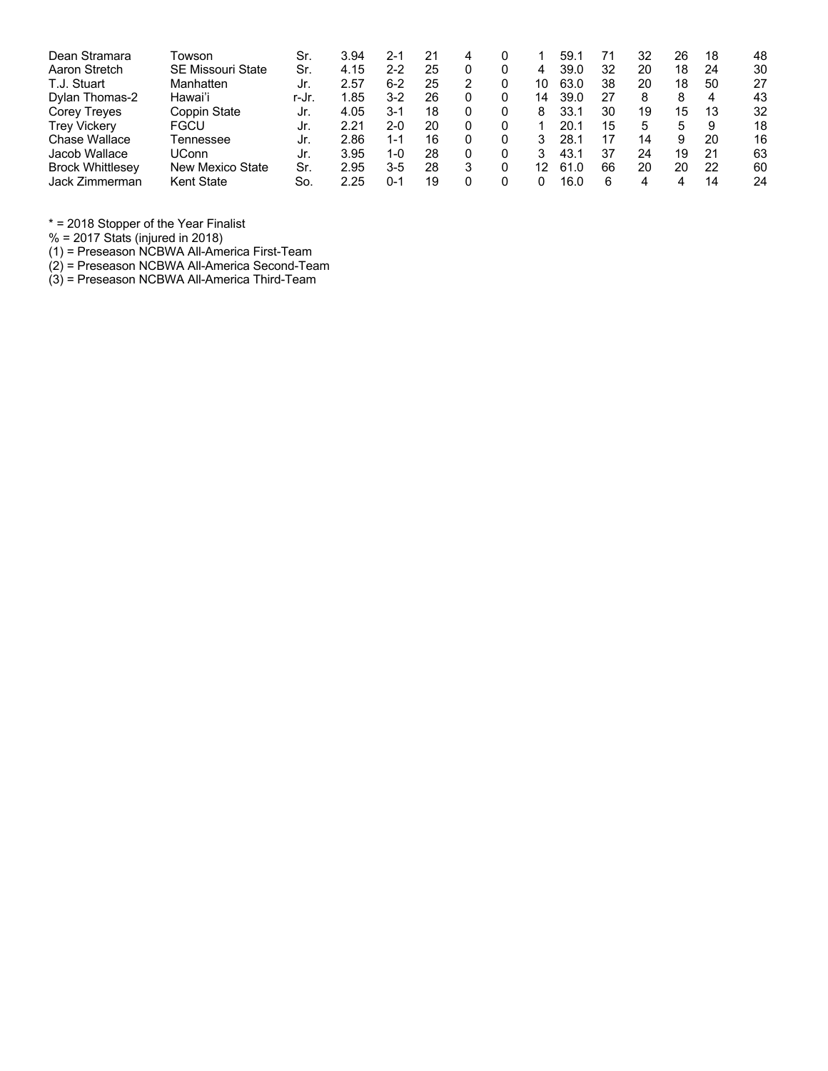| | | | | | | | | | | | | | | |
|---|---|---|---|---|---|---|---|---|---|---|---|---|---|---|
| Dean Stramara | Towson | Sr. | 3.94 | 2-1 | 21 | 4 | 0 | 1 | 59.1 | 71 | 32 | 26 | 18 | 48 |
| Aaron Stretch | SE Missouri State | Sr. | 4.15 | 2-2 | 25 | 0 | 0 | 4 | 39.0 | 32 | 20 | 18 | 24 | 30 |
| T.J. Stuart | Manhatten | Jr. | 2.57 | 6-2 | 25 | 2 | 0 | 10 | 63.0 | 38 | 20 | 18 | 50 | 27 |
| Dylan Thomas-2 | Hawai'i | r-Jr. | 1.85 | 3-2 | 26 | 0 | 0 | 14 | 39.0 | 27 | 8 | 8 | 4 | 43 |
| Corey Treyes | Coppin State | Jr. | 4.05 | 3-1 | 18 | 0 | 0 | 8 | 33.1 | 30 | 19 | 15 | 13 | 32 |
| Trey Vickery | FGCU | Jr. | 2.21 | 2-0 | 20 | 0 | 0 | 1 | 20.1 | 15 | 5 | 5 | 9 | 18 |
| Chase Wallace | Tennessee | Jr. | 2.86 | 1-1 | 16 | 0 | 0 | 3 | 28.1 | 17 | 14 | 9 | 20 | 16 |
| Jacob Wallace | UConn | Jr. | 3.95 | 1-0 | 28 | 0 | 0 | 3 | 43.1 | 37 | 24 | 19 | 21 | 63 |
| Brock Whittlesey | New Mexico State | Sr. | 2.95 | 3-5 | 28 | 3 | 0 | 12 | 61.0 | 66 | 20 | 20 | 22 | 60 |
| Jack Zimmerman | Kent State | So. | 2.25 | 0-1 | 19 | 0 | 0 | 0 | 16.0 | 6 | 4 | 4 | 14 | 24 |

* = 2018 Stopper of the Year Finalist
% = 2017 Stats (injured in 2018)
(1) = Preseason NCBWA All-America First-Team
(2) = Preseason NCBWA All-America Second-Team
(3) = Preseason NCBWA All-America Third-Team